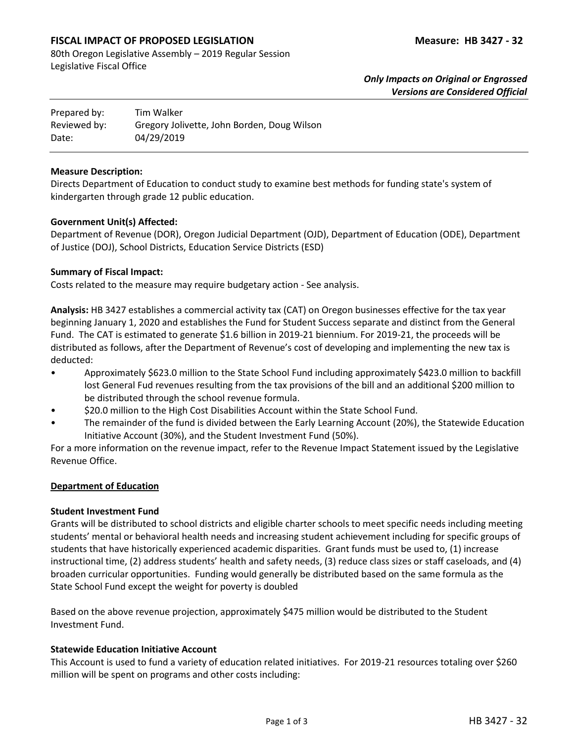**FISCAL IMPACT OF PROPOSED LEGISLATION** **Measure: HB 3427 - 32**

80th Oregon Legislative Assembly – 2019 Regular Session
Legislative Fiscal Office

***Only Impacts on Original or Engrossed Versions are Considered Official***

| | |
|---|---|
| Prepared by: | Tim Walker |
| Reviewed by: | Gregory Jolivette, John Borden, Doug Wilson |
| Date: | 04/29/2019 |

**Measure Description:**
Directs Department of Education to conduct study to examine best methods for funding state's system of kindergarten through grade 12 public education.

**Government Unit(s) Affected:**
Department of Revenue (DOR), Oregon Judicial Department (OJD), Department of Education (ODE), Department of Justice (DOJ), School Districts, Education Service Districts (ESD)

**Summary of Fiscal Impact:**
Costs related to the measure may require budgetary action - See analysis.

**Analysis:** HB 3427 establishes a commercial activity tax (CAT) on Oregon businesses effective for the tax year beginning January 1, 2020 and establishes the Fund for Student Success separate and distinct from the General Fund. The CAT is estimated to generate $1.6 billion in 2019-21 biennium. For 2019-21, the proceeds will be distributed as follows, after the Department of Revenue's cost of developing and implementing the new tax is deducted:

- Approximately $623.0 million to the State School Fund including approximately $423.0 million to backfill lost General Fud revenues resulting from the tax provisions of the bill and an additional $200 million to be distributed through the school revenue formula.
- $20.0 million to the High Cost Disabilities Account within the State School Fund.
- The remainder of the fund is divided between the Early Learning Account (20%), the Statewide Education Initiative Account (30%), and the Student Investment Fund (50%).

For a more information on the revenue impact, refer to the Revenue Impact Statement issued by the Legislative Revenue Office.

**Department of Education**

**Student Investment Fund**
Grants will be distributed to school districts and eligible charter schools to meet specific needs including meeting students' mental or behavioral health needs and increasing student achievement including for specific groups of students that have historically experienced academic disparities. Grant funds must be used to, (1) increase instructional time, (2) address students' health and safety needs, (3) reduce class sizes or staff caseloads, and (4) broaden curricular opportunities. Funding would generally be distributed based on the same formula as the State School Fund except the weight for poverty is doubled

Based on the above revenue projection, approximately $475 million would be distributed to the Student Investment Fund.

**Statewide Education Initiative Account**
This Account is used to fund a variety of education related initiatives. For 2019-21 resources totaling over $260 million will be spent on programs and other costs including: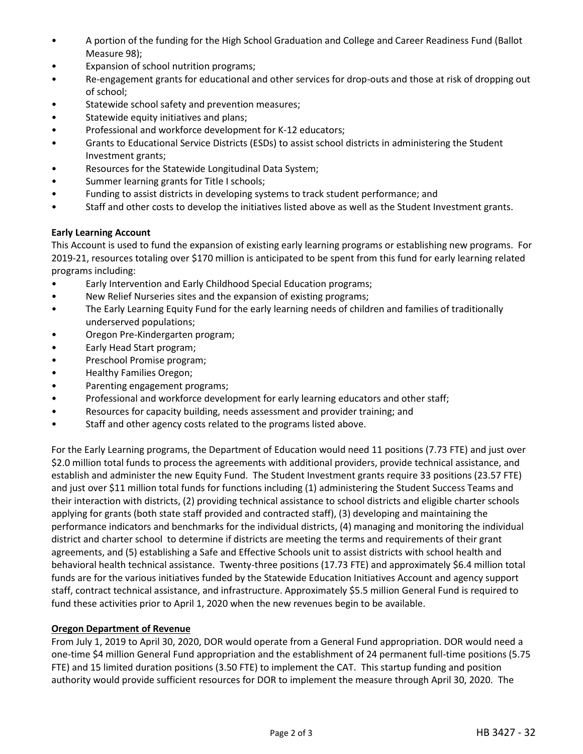- A portion of the funding for the High School Graduation and College and Career Readiness Fund (Ballot Measure 98);
- Expansion of school nutrition programs;
- Re-engagement grants for educational and other services for drop-outs and those at risk of dropping out of school;
- Statewide school safety and prevention measures;
- Statewide equity initiatives and plans;
- Professional and workforce development for K-12 educators;
- Grants to Educational Service Districts (ESDs) to assist school districts in administering the Student Investment grants;
- Resources for the Statewide Longitudinal Data System;
- Summer learning grants for Title I schools;
- Funding to assist districts in developing systems to track student performance; and
- Staff and other costs to develop the initiatives listed above as well as the Student Investment grants.

**Early Learning Account**

This Account is used to fund the expansion of existing early learning programs or establishing new programs. For 2019-21, resources totaling over $170 million is anticipated to be spent from this fund for early learning related programs including:

- Early Intervention and Early Childhood Special Education programs;
- New Relief Nurseries sites and the expansion of existing programs;
- The Early Learning Equity Fund for the early learning needs of children and families of traditionally underserved populations;
- Oregon Pre-Kindergarten program;
- Early Head Start program;
- Preschool Promise program;
- Healthy Families Oregon;
- Parenting engagement programs;
- Professional and workforce development for early learning educators and other staff;
- Resources for capacity building, needs assessment and provider training; and
- Staff and other agency costs related to the programs listed above.

For the Early Learning programs, the Department of Education would need 11 positions (7.73 FTE) and just over $2.0 million total funds to process the agreements with additional providers, provide technical assistance, and establish and administer the new Equity Fund. The Student Investment grants require 33 positions (23.57 FTE) and just over $11 million total funds for functions including (1) administering the Student Success Teams and their interaction with districts, (2) providing technical assistance to school districts and eligible charter schools applying for grants (both state staff provided and contracted staff), (3) developing and maintaining the performance indicators and benchmarks for the individual districts, (4) managing and monitoring the individual district and charter school to determine if districts are meeting the terms and requirements of their grant agreements, and (5) establishing a Safe and Effective Schools unit to assist districts with school health and behavioral health technical assistance. Twenty-three positions (17.73 FTE) and approximately $6.4 million total funds are for the various initiatives funded by the Statewide Education Initiatives Account and agency support staff, contract technical assistance, and infrastructure. Approximately $5.5 million General Fund is required to fund these activities prior to April 1, 2020 when the new revenues begin to be available.

**Oregon Department of Revenue**

From July 1, 2019 to April 30, 2020, DOR would operate from a General Fund appropriation. DOR would need a one-time $4 million General Fund appropriation and the establishment of 24 permanent full-time positions (5.75 FTE) and 15 limited duration positions (3.50 FTE) to implement the CAT. This startup funding and position authority would provide sufficient resources for DOR to implement the measure through April 30, 2020. The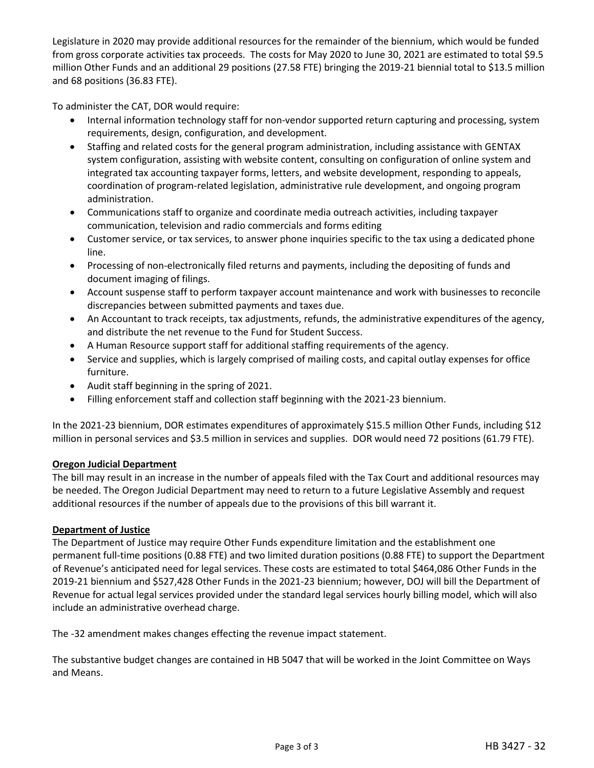Legislature in 2020 may provide additional resources for the remainder of the biennium, which would be funded from gross corporate activities tax proceeds. The costs for May 2020 to June 30, 2021 are estimated to total $9.5 million Other Funds and an additional 29 positions (27.58 FTE) bringing the 2019-21 biennial total to $13.5 million and 68 positions (36.83 FTE).

To administer the CAT, DOR would require:

- Internal information technology staff for non-vendor supported return capturing and processing, system requirements, design, configuration, and development.
- Staffing and related costs for the general program administration, including assistance with GENTAX system configuration, assisting with website content, consulting on configuration of online system and integrated tax accounting taxpayer forms, letters, and website development, responding to appeals, coordination of program-related legislation, administrative rule development, and ongoing program administration.
- Communications staff to organize and coordinate media outreach activities, including taxpayer communication, television and radio commercials and forms editing
- Customer service, or tax services, to answer phone inquiries specific to the tax using a dedicated phone line.
- Processing of non-electronically filed returns and payments, including the depositing of funds and document imaging of filings.
- Account suspense staff to perform taxpayer account maintenance and work with businesses to reconcile discrepancies between submitted payments and taxes due.
- An Accountant to track receipts, tax adjustments, refunds, the administrative expenditures of the agency, and distribute the net revenue to the Fund for Student Success.
- A Human Resource support staff for additional staffing requirements of the agency.
- Service and supplies, which is largely comprised of mailing costs, and capital outlay expenses for office furniture.
- Audit staff beginning in the spring of 2021.
- Filling enforcement staff and collection staff beginning with the 2021-23 biennium.

In the 2021-23 biennium, DOR estimates expenditures of approximately $15.5 million Other Funds, including $12 million in personal services and $3.5 million in services and supplies. DOR would need 72 positions (61.79 FTE).

**Oregon Judicial Department**

The bill may result in an increase in the number of appeals filed with the Tax Court and additional resources may be needed. The Oregon Judicial Department may need to return to a future Legislative Assembly and request additional resources if the number of appeals due to the provisions of this bill warrant it.

**Department of Justice**

The Department of Justice may require Other Funds expenditure limitation and the establishment one permanent full-time positions (0.88 FTE) and two limited duration positions (0.88 FTE) to support the Department of Revenue's anticipated need for legal services. These costs are estimated to total $464,086 Other Funds in the 2019-21 biennium and $527,428 Other Funds in the 2021-23 biennium; however, DOJ will bill the Department of Revenue for actual legal services provided under the standard legal services hourly billing model, which will also include an administrative overhead charge.

The -32 amendment makes changes effecting the revenue impact statement.

The substantive budget changes are contained in HB 5047 that will be worked in the Joint Committee on Ways and Means.